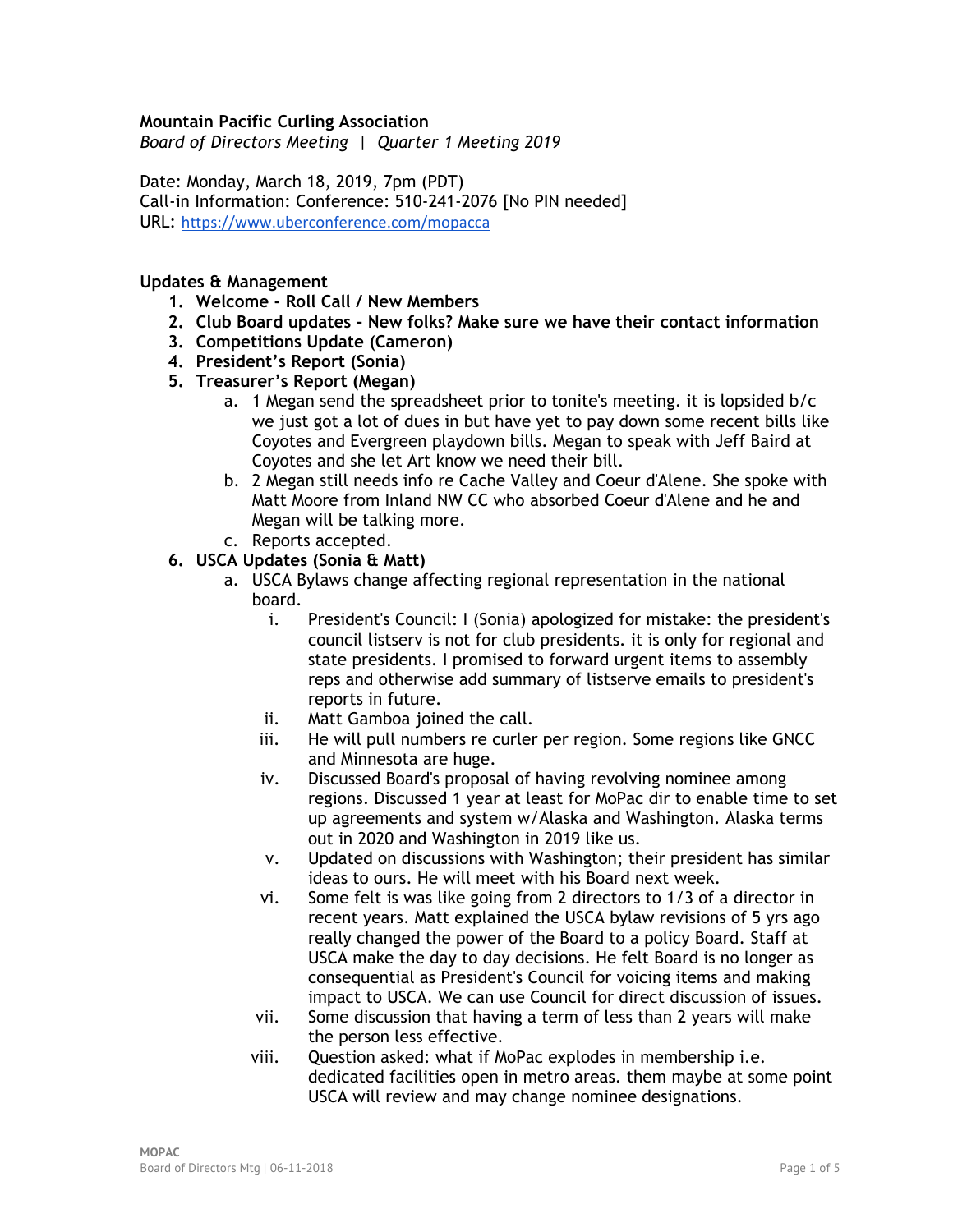**Mountain Pacific Curling Association**
*Board of Directors Meeting | Quarter 1 Meeting 2019*

Date: Monday, March 18, 2019, 7pm (PDT)
Call-in Information: Conference: 510-241-2076 [No PIN needed]
URL: https://www.uberconference.com/mopacca

**Updates & Management**

1. **Welcome - Roll Call / New Members**
2. **Club Board updates - New folks? Make sure we have their contact information**
3. **Competitions Update (Cameron)**
4. **President's Report (Sonia)**
5. **Treasurer's Report (Megan)**
   a. 1 Megan send the spreadsheet prior to tonite's meeting. it is lopsided b/c we just got a lot of dues in but have yet to pay down some recent bills like Coyotes and Evergreen playdown bills. Megan to speak with Jeff Baird at Coyotes and she let Art know we need their bill.
   b. 2 Megan still needs info re Cache Valley and Coeur d'Alene. She spoke with Matt Moore from Inland NW CC who absorbed Coeur d'Alene and he and Megan will be talking more.
   c. Reports accepted.
6. **USCA Updates (Sonia & Matt)**
   a. USCA Bylaws change affecting regional representation in the national board.
      i. President's Council: I (Sonia) apologized for mistake: the president's council listserv is not for club presidents. it is only for regional and state presidents. I promised to forward urgent items to assembly reps and otherwise add summary of listserve emails to president's reports in future.
      ii. Matt Gamboa joined the call.
      iii. He will pull numbers re curler per region. Some regions like GNCC and Minnesota are huge.
      iv. Discussed Board's proposal of having revolving nominee among regions. Discussed 1 year at least for MoPac dir to enable time to set up agreements and system w/Alaska and Washington. Alaska terms out in 2020 and Washington in 2019 like us.
      v. Updated on discussions with Washington; their president has similar ideas to ours. He will meet with his Board next week.
      vi. Some felt is was like going from 2 directors to 1/3 of a director in recent years. Matt explained the USCA bylaw revisions of 5 yrs ago really changed the power of the Board to a policy Board. Staff at USCA make the day to day decisions. He felt Board is no longer as consequential as President's Council for voicing items and making impact to USCA. We can use Council for direct discussion of issues.
      vii. Some discussion that having a term of less than 2 years will make the person less effective.
      viii. Question asked: what if MoPac explodes in membership i.e. dedicated facilities open in metro areas. them maybe at some point USCA will review and may change nominee designations.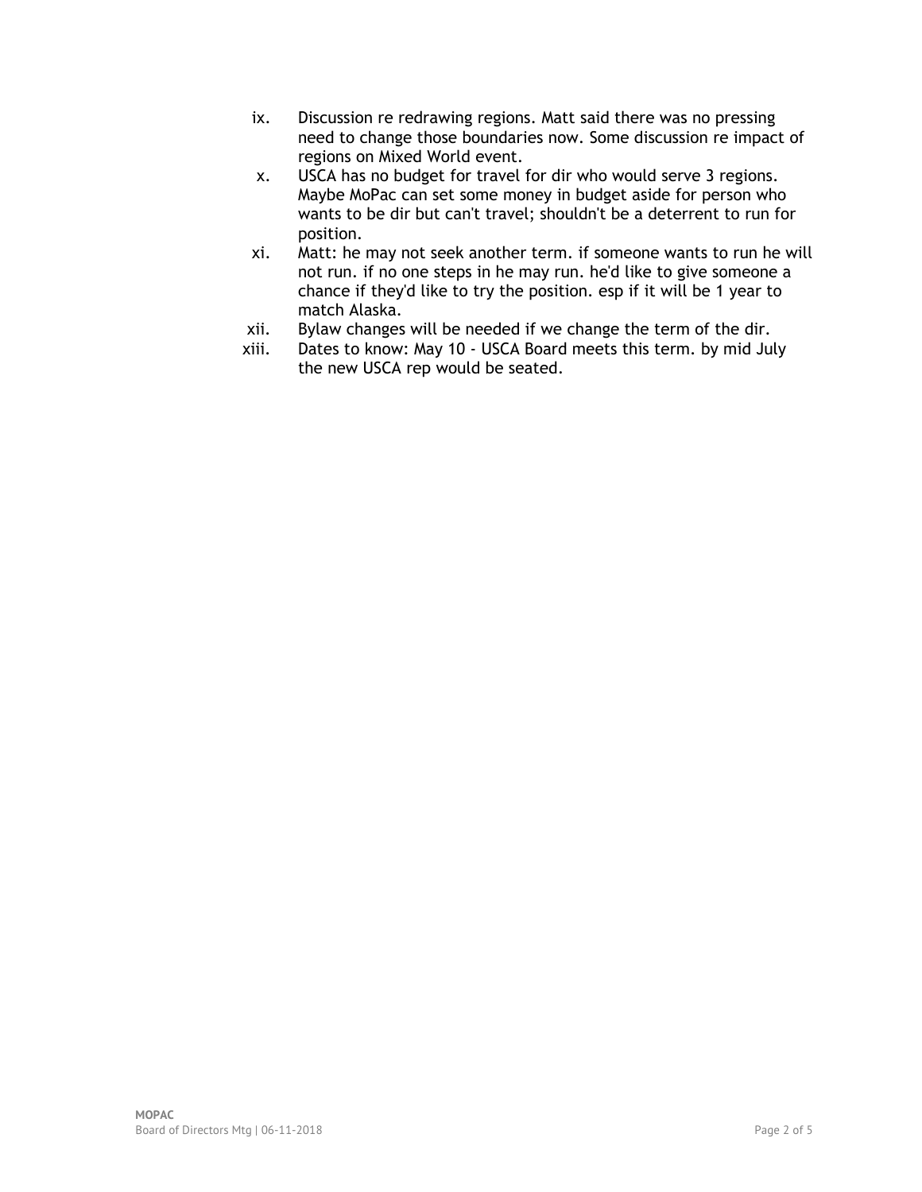ix. Discussion re redrawing regions. Matt said there was no pressing need to change those boundaries now. Some discussion re impact of regions on Mixed World event.

x. USCA has no budget for travel for dir who would serve 3 regions. Maybe MoPac can set some money in budget aside for person who wants to be dir but can't travel; shouldn't be a deterrent to run for position.

xi. Matt: he may not seek another term. if someone wants to run he will not run. if no one steps in he may run. he'd like to give someone a chance if they'd like to try the position. esp if it will be 1 year to match Alaska.

xii. Bylaw changes will be needed if we change the term of the dir.

xiii. Dates to know: May 10 - USCA Board meets this term. by mid July the new USCA rep would be seated.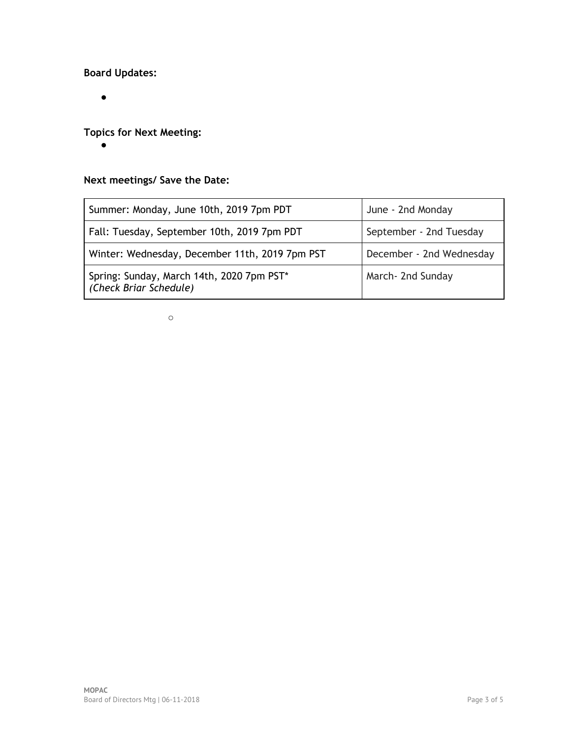**Board Updates:**

- 

**Topics for Next Meeting:**

- 

**Next meetings/ Save the Date:**

| Summer: Monday, June 10th, 2019 7pm PDT | June - 2nd Monday |
|---|---|
| Fall: Tuesday, September 10th, 2019 7pm PDT | September - 2nd Tuesday |
| Winter: Wednesday, December 11th, 2019 7pm PST | December - 2nd Wednesday |
| Spring: Sunday, March 14th, 2020 7pm PST* *(Check Briar Schedule)* | March- 2nd Sunday |

  -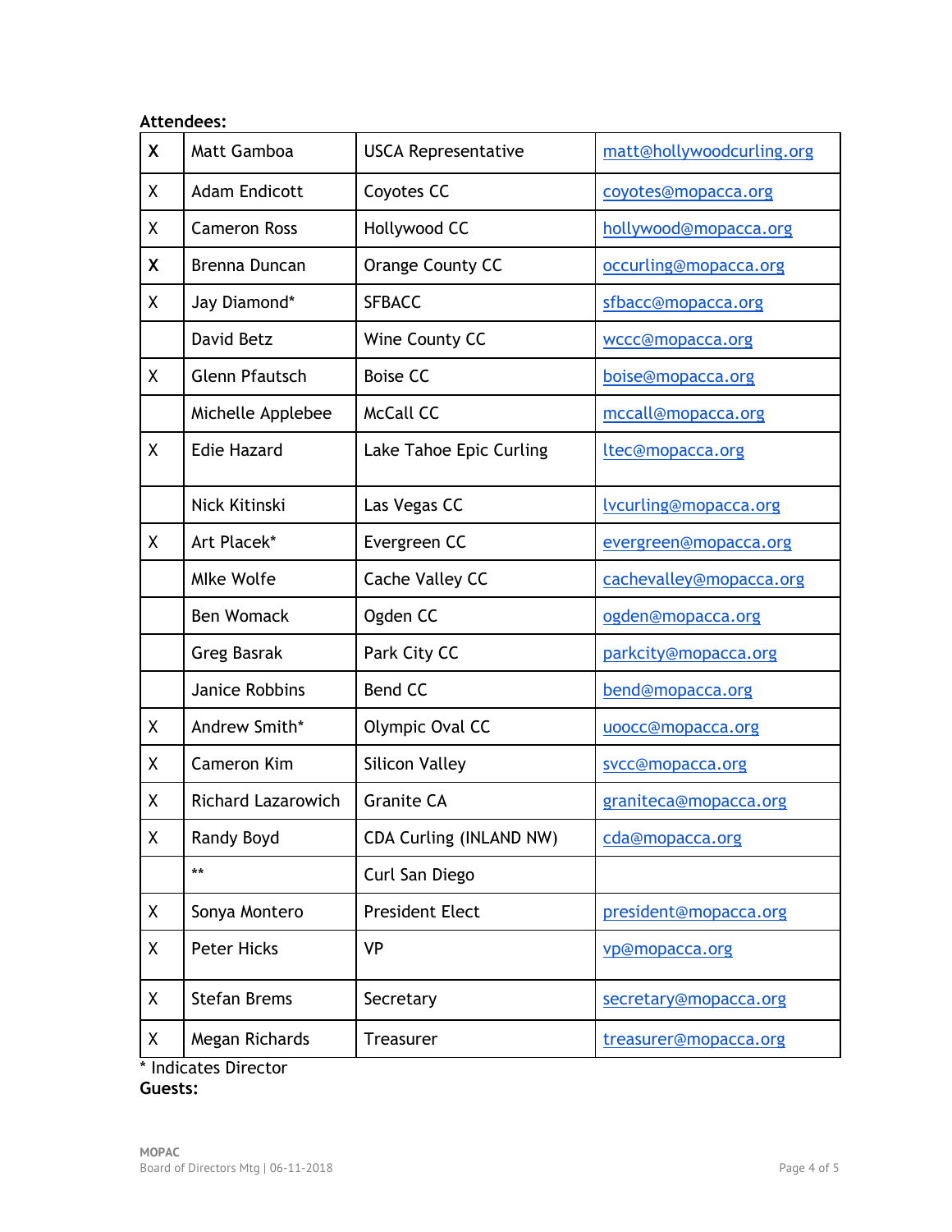**Attendees:**

| | | | |
|---|---|---|---|
| **X** | Matt Gamboa | USCA Representative | matt@hollywoodcurling.org |
| X | Adam Endicott | Coyotes CC | coyotes@mopacca.org |
| X | Cameron Ross | Hollywood CC | hollywood@mopacca.org |
| **X** | Brenna Duncan | Orange County CC | occurling@mopacca.org |
| X | Jay Diamond* | SFBACC | sfbacc@mopacca.org |
| | David Betz | Wine County CC | wccc@mopacca.org |
| X | Glenn Pfautsch | Boise CC | boise@mopacca.org |
| | Michelle Applebee | McCall CC | mccall@mopacca.org |
| X | Edie Hazard | Lake Tahoe Epic Curling | ltec@mopacca.org |
| | Nick Kitinski | Las Vegas CC | lvcurling@mopacca.org |
| X | Art Placek* | Evergreen CC | evergreen@mopacca.org |
| | MIke Wolfe | Cache Valley CC | cachevalley@mopacca.org |
| | Ben Womack | Ogden CC | ogden@mopacca.org |
| | Greg Basrak | Park City CC | parkcity@mopacca.org |
| | Janice Robbins | Bend CC | bend@mopacca.org |
| X | Andrew Smith* | Olympic Oval CC | uoocc@mopacca.org |
| X | Cameron Kim | Silicon Valley | svcc@mopacca.org |
| X | Richard Lazarowich | Granite CA | graniteca@mopacca.org |
| X | Randy Boyd | CDA Curling (INLAND NW) | cda@mopacca.org |
| | ** | Curl San Diego | |
| X | Sonya Montero | President Elect | president@mopacca.org |
| X | Peter Hicks | VP | vp@mopacca.org |
| X | Stefan Brems | Secretary | secretary@mopacca.org |
| X | Megan Richards | Treasurer | treasurer@mopacca.org |

\* Indicates Director

**Guests:**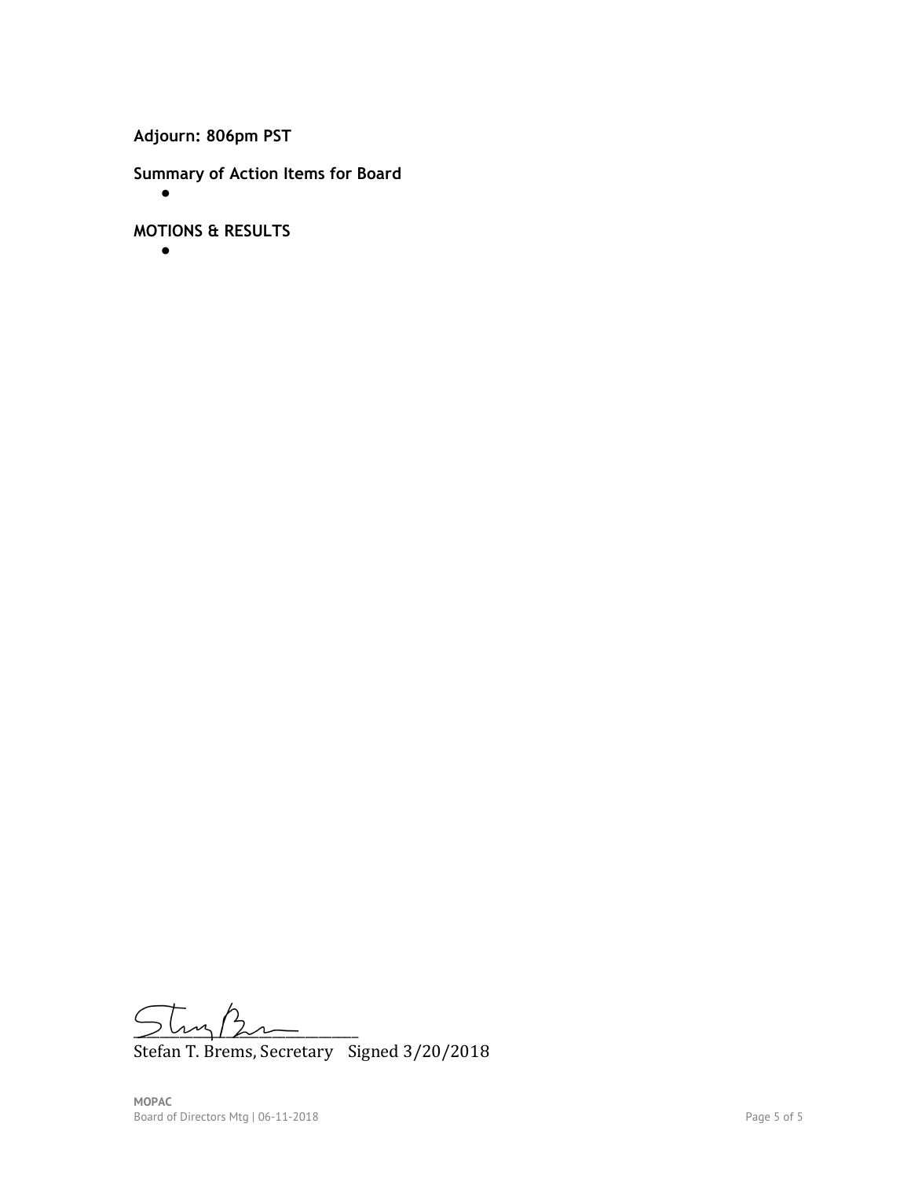**Adjourn: 806pm PST**

**Summary of Action Items for Board**

- 

**MOTIONS & RESULTS**

- 

_______________________________
Stefan T. Brems, Secretary   Signed 3/20/2018